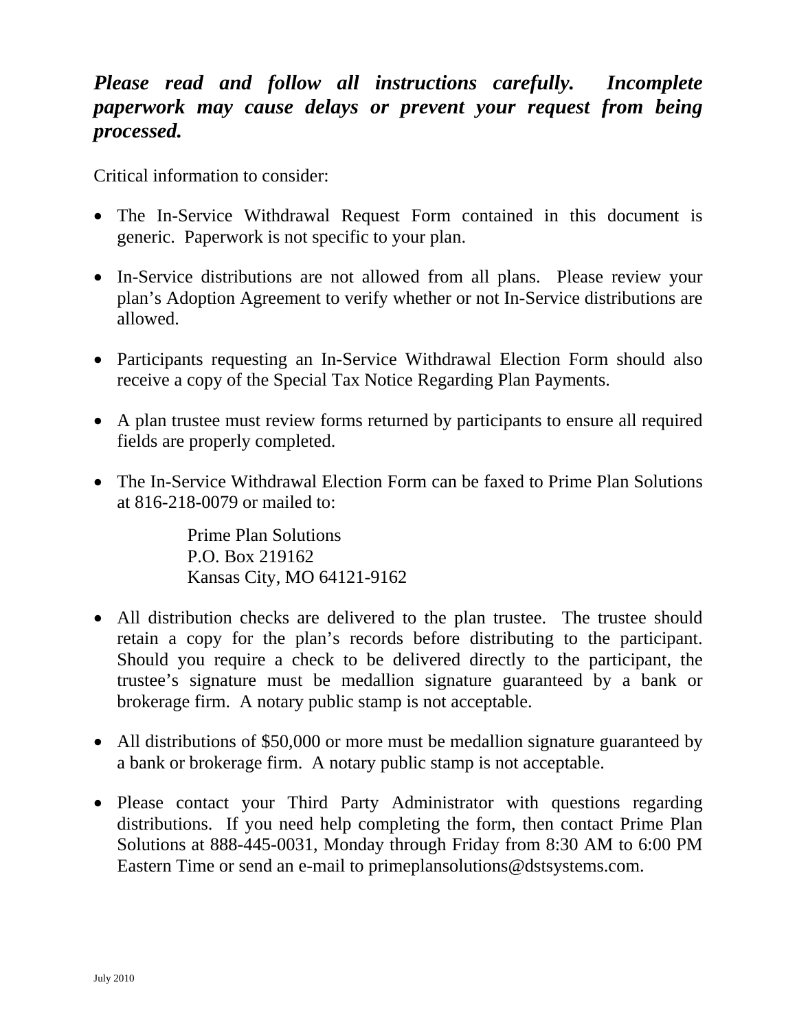***Please read and follow all instructions carefully. Incomplete paperwork may cause delays or prevent your request from being processed.***

Critical information to consider:

- The In-Service Withdrawal Request Form contained in this document is generic. Paperwork is not specific to your plan.
- In-Service distributions are not allowed from all plans. Please review your plan's Adoption Agreement to verify whether or not In-Service distributions are allowed.
- Participants requesting an In-Service Withdrawal Election Form should also receive a copy of the Special Tax Notice Regarding Plan Payments.
- A plan trustee must review forms returned by participants to ensure all required fields are properly completed.
- The In-Service Withdrawal Election Form can be faxed to Prime Plan Solutions at 816-218-0079 or mailed to:

  Prime Plan Solutions
  P.O. Box 219162
  Kansas City, MO 64121-9162

- All distribution checks are delivered to the plan trustee. The trustee should retain a copy for the plan's records before distributing to the participant. Should you require a check to be delivered directly to the participant, the trustee's signature must be medallion signature guaranteed by a bank or brokerage firm. A notary public stamp is not acceptable.
- All distributions of $50,000 or more must be medallion signature guaranteed by a bank or brokerage firm. A notary public stamp is not acceptable.
- Please contact your Third Party Administrator with questions regarding distributions. If you need help completing the form, then contact Prime Plan Solutions at 888-445-0031, Monday through Friday from 8:30 AM to 6:00 PM Eastern Time or send an e-mail to primeplansolutions@dstsystems.com.

July 2010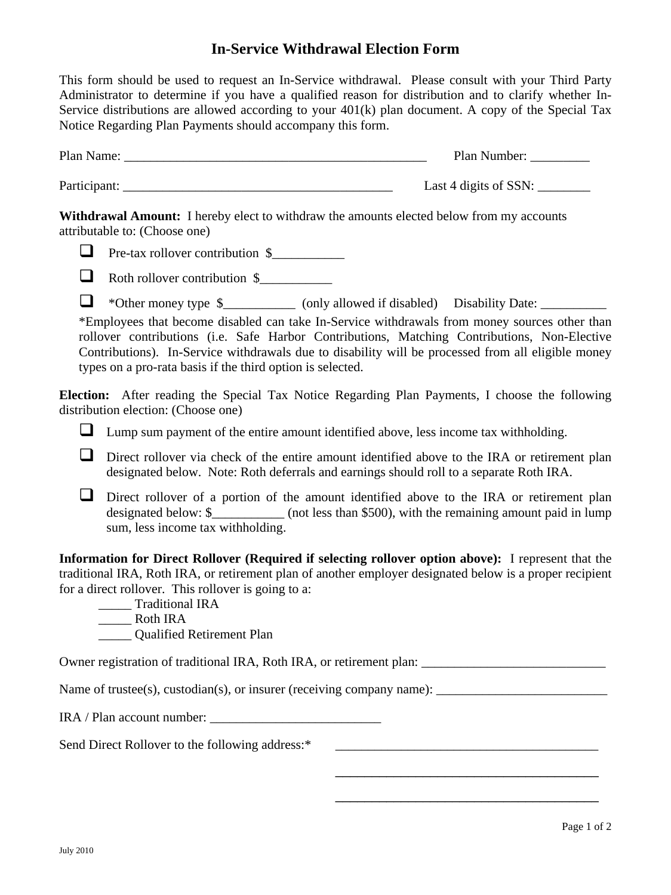# In-Service Withdrawal Election Form

This form should be used to request an In-Service withdrawal. Please consult with your Third Party Administrator to determine if you have a qualified reason for distribution and to clarify whether In-Service distributions are allowed according to your 401(k) plan document. A copy of the Special Tax Notice Regarding Plan Payments should accompany this form.

Plan Name: ________________________________________________ Plan Number: _________

Participant: _________________________________________ Last 4 digits of SSN: ________

**Withdrawal Amount:** I hereby elect to withdraw the amounts elected below from my accounts attributable to: (Choose one)

- ☐ Pre-tax rollover contribution $___________
- ☐ Roth rollover contribution $___________
- ☐ *Other money type $___________ (only allowed if disabled) Disability Date: __________

*Employees that become disabled can take In-Service withdrawals from money sources other than rollover contributions (i.e. Safe Harbor Contributions, Matching Contributions, Non-Elective Contributions). In-Service withdrawals due to disability will be processed from all eligible money types on a pro-rata basis if the third option is selected.

**Election:** After reading the Special Tax Notice Regarding Plan Payments, I choose the following distribution election: (Choose one)

- ☐ Lump sum payment of the entire amount identified above, less income tax withholding.
- ☐ Direct rollover via check of the entire amount identified above to the IRA or retirement plan designated below. Note: Roth deferrals and earnings should roll to a separate Roth IRA.
- ☐ Direct rollover of a portion of the amount identified above to the IRA or retirement plan designated below: $___________ (not less than $500), with the remaining amount paid in lump sum, less income tax withholding.

**Information for Direct Rollover (Required if selecting rollover option above):** I represent that the traditional IRA, Roth IRA, or retirement plan of another employer designated below is a proper recipient for a direct rollover. This rollover is going to a:

_____ Traditional IRA
_____ Roth IRA
_____ Qualified Retirement Plan

Owner registration of traditional IRA, Roth IRA, or retirement plan: ____________________________

Name of trustee(s), custodian(s), or insurer (receiving company name): __________________________

IRA / Plan account number: __________________________

Send Direct Rollover to the following address:* _________________________________________

_________________________________________

_________________________________________

July 2010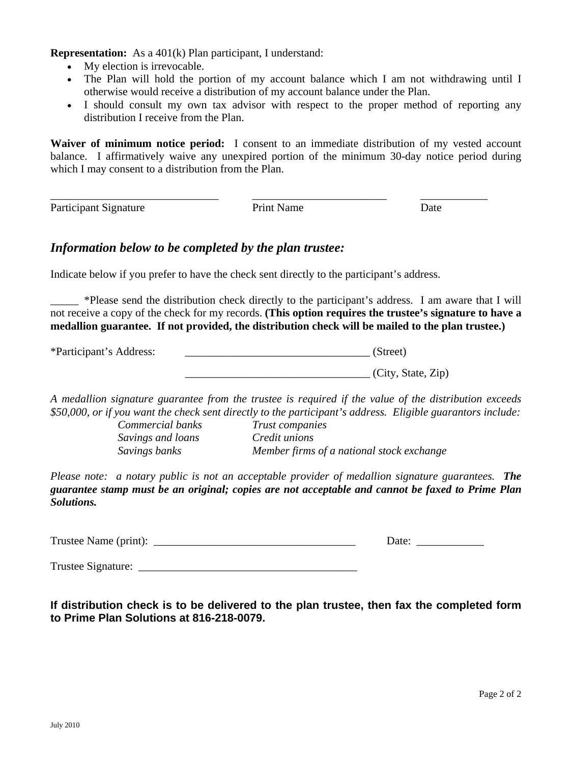**Representation:** As a 401(k) Plan participant, I understand:

- My election is irrevocable.
- The Plan will hold the portion of my account balance which I am not withdrawing until I otherwise would receive a distribution of my account balance under the Plan.
- I should consult my own tax advisor with respect to the proper method of reporting any distribution I receive from the Plan.

**Waiver of minimum notice period:** I consent to an immediate distribution of my vested account balance. I affirmatively waive any unexpired portion of the minimum 30-day notice period during which I may consent to a distribution from the Plan.

______________________________ ________________________ ____________
Participant Signature Print Name Date

## *Information below to be completed by the plan trustee:*

Indicate below if you prefer to have the check sent directly to the participant's address.

_____ *Please send the distribution check directly to the participant's address. I am aware that I will not receive a copy of the check for my records. **(This option requires the trustee's signature to have a medallion guarantee. If not provided, the distribution check will be mailed to the plan trustee.)**

*Participant's Address: _________________________________ (Street)

_________________________________ (City, State, Zip)

*A medallion signature guarantee from the trustee is required if the value of the distribution exceeds $50,000, or if you want the check sent directly to the participant's address. Eligible guarantors include:*

| | |
|---|---|
| *Commercial banks* | *Trust companies* |
| *Savings and loans* | *Credit unions* |
| *Savings banks* | *Member firms of a national stock exchange* |

*Please note: a notary public is not an acceptable provider of medallion signature guarantees.* ***The guarantee stamp must be an original; copies are not acceptable and cannot be faxed to Prime Plan Solutions.***

Trustee Name (print): ___________________________________ Date: ____________

Trustee Signature: _______________________________________

**If distribution check is to be delivered to the plan trustee, then fax the completed form to Prime Plan Solutions at 816-218-0079.**

July 2010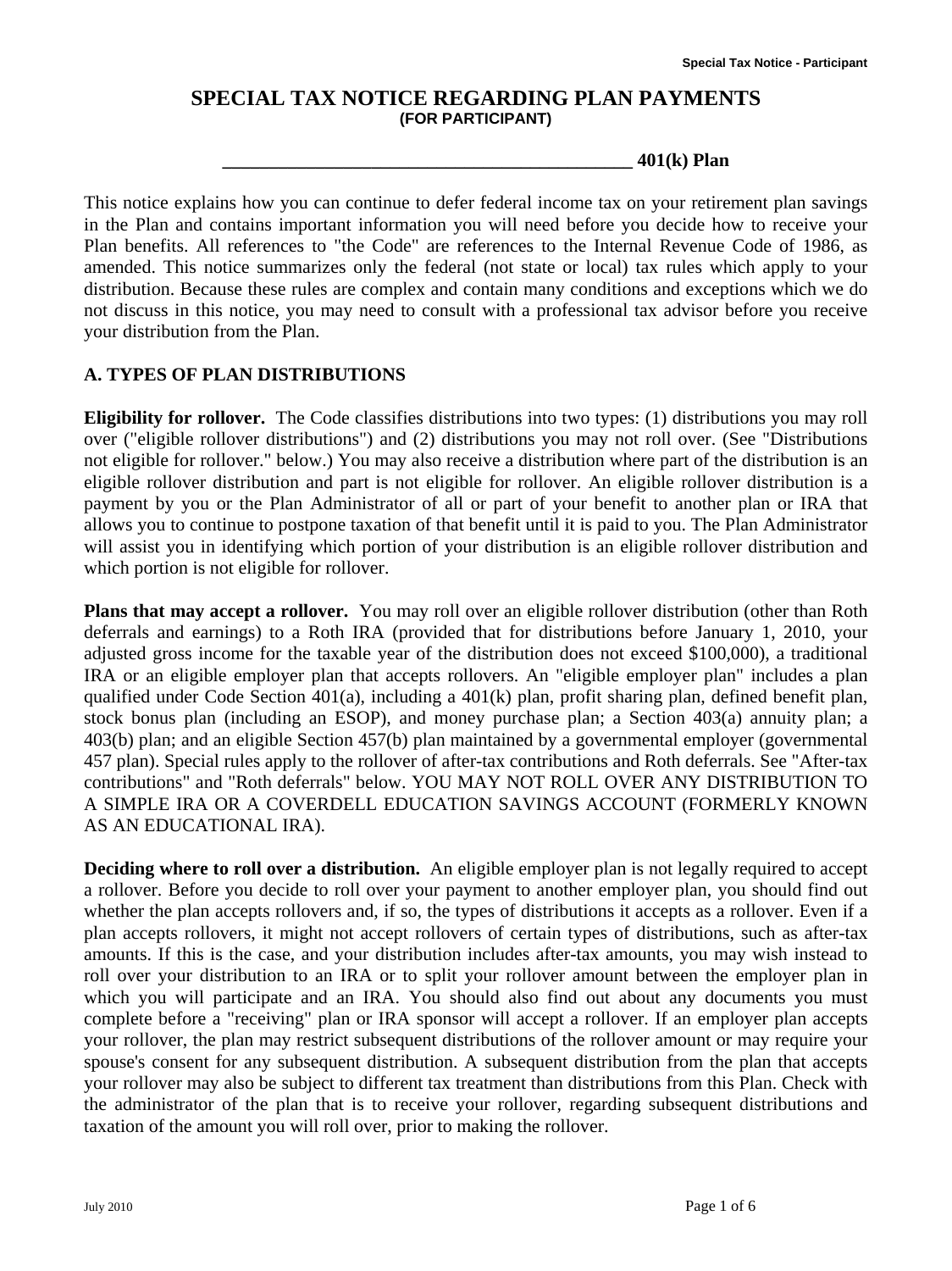# SPECIAL TAX NOTICE REGARDING PLAN PAYMENTS

**(FOR PARTICIPANT)**

**\_\_\_\_\_\_\_\_\_\_\_\_\_\_\_\_\_\_\_\_\_\_\_\_\_\_\_\_\_\_\_\_\_\_\_\_\_\_\_\_\_\_\_\_ 401(k) Plan**

This notice explains how you can continue to defer federal income tax on your retirement plan savings in the Plan and contains important information you will need before you decide how to receive your Plan benefits. All references to "the Code" are references to the Internal Revenue Code of 1986, as amended. This notice summarizes only the federal (not state or local) tax rules which apply to your distribution. Because these rules are complex and contain many conditions and exceptions which we do not discuss in this notice, you may need to consult with a professional tax advisor before you receive your distribution from the Plan.

## A. TYPES OF PLAN DISTRIBUTIONS

**Eligibility for rollover.** The Code classifies distributions into two types: (1) distributions you may roll over ("eligible rollover distributions") and (2) distributions you may not roll over. (See "Distributions not eligible for rollover." below.) You may also receive a distribution where part of the distribution is an eligible rollover distribution and part is not eligible for rollover. An eligible rollover distribution is a payment by you or the Plan Administrator of all or part of your benefit to another plan or IRA that allows you to continue to postpone taxation of that benefit until it is paid to you. The Plan Administrator will assist you in identifying which portion of your distribution is an eligible rollover distribution and which portion is not eligible for rollover.

**Plans that may accept a rollover.** You may roll over an eligible rollover distribution (other than Roth deferrals and earnings) to a Roth IRA (provided that for distributions before January 1, 2010, your adjusted gross income for the taxable year of the distribution does not exceed $100,000), a traditional IRA or an eligible employer plan that accepts rollovers. An "eligible employer plan" includes a plan qualified under Code Section 401(a), including a 401(k) plan, profit sharing plan, defined benefit plan, stock bonus plan (including an ESOP), and money purchase plan; a Section 403(a) annuity plan; a 403(b) plan; and an eligible Section 457(b) plan maintained by a governmental employer (governmental 457 plan). Special rules apply to the rollover of after-tax contributions and Roth deferrals. See "After-tax contributions" and "Roth deferrals" below. YOU MAY NOT ROLL OVER ANY DISTRIBUTION TO A SIMPLE IRA OR A COVERDELL EDUCATION SAVINGS ACCOUNT (FORMERLY KNOWN AS AN EDUCATIONAL IRA).

**Deciding where to roll over a distribution.** An eligible employer plan is not legally required to accept a rollover. Before you decide to roll over your payment to another employer plan, you should find out whether the plan accepts rollovers and, if so, the types of distributions it accepts as a rollover. Even if a plan accepts rollovers, it might not accept rollovers of certain types of distributions, such as after-tax amounts. If this is the case, and your distribution includes after-tax amounts, you may wish instead to roll over your distribution to an IRA or to split your rollover amount between the employer plan in which you will participate and an IRA. You should also find out about any documents you must complete before a "receiving" plan or IRA sponsor will accept a rollover. If an employer plan accepts your rollover, the plan may restrict subsequent distributions of the rollover amount or may require your spouse's consent for any subsequent distribution. A subsequent distribution from the plan that accepts your rollover may also be subject to different tax treatment than distributions from this Plan. Check with the administrator of the plan that is to receive your rollover, regarding subsequent distributions and taxation of the amount you will roll over, prior to making the rollover.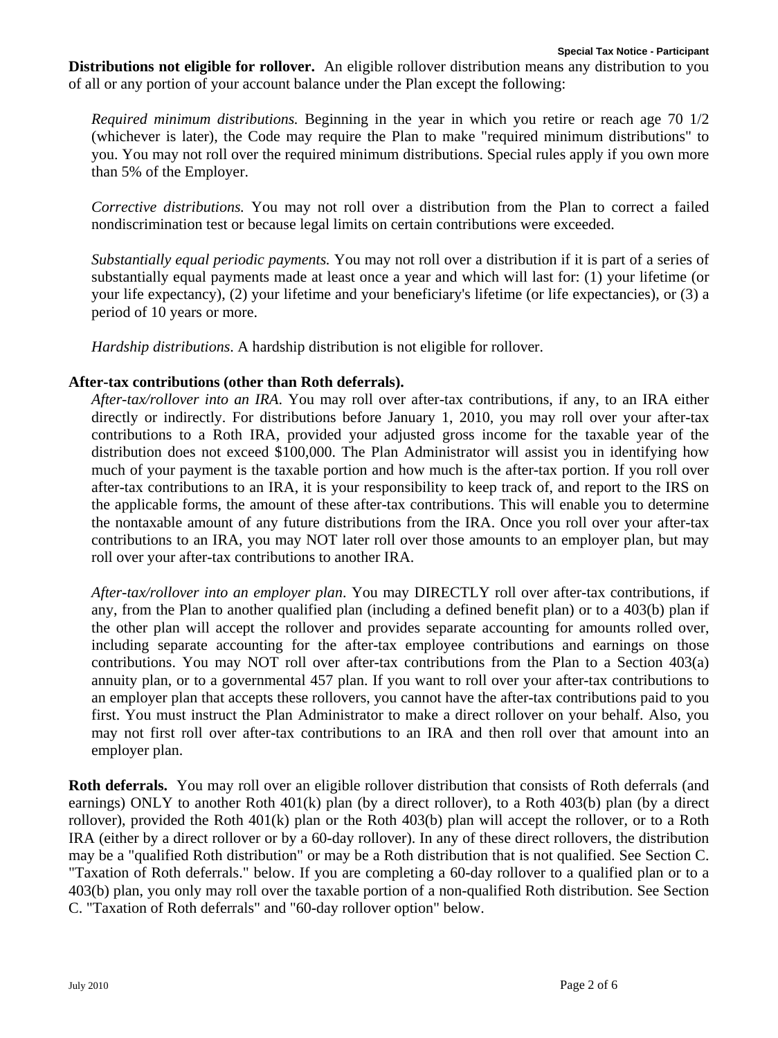**Distributions not eligible for rollover.** An eligible rollover distribution means any distribution to you of all or any portion of your account balance under the Plan except the following:

*Required minimum distributions.* Beginning in the year in which you retire or reach age 70 1/2 (whichever is later), the Code may require the Plan to make "required minimum distributions" to you. You may not roll over the required minimum distributions. Special rules apply if you own more than 5% of the Employer.

*Corrective distributions.* You may not roll over a distribution from the Plan to correct a failed nondiscrimination test or because legal limits on certain contributions were exceeded.

*Substantially equal periodic payments.* You may not roll over a distribution if it is part of a series of substantially equal payments made at least once a year and which will last for: (1) your lifetime (or your life expectancy), (2) your lifetime and your beneficiary's lifetime (or life expectancies), or (3) a period of 10 years or more.

*Hardship distributions*. A hardship distribution is not eligible for rollover.

**After-tax contributions (other than Roth deferrals).**

*After-tax/rollover into an IRA*. You may roll over after-tax contributions, if any, to an IRA either directly or indirectly. For distributions before January 1, 2010, you may roll over your after-tax contributions to a Roth IRA, provided your adjusted gross income for the taxable year of the distribution does not exceed $100,000. The Plan Administrator will assist you in identifying how much of your payment is the taxable portion and how much is the after-tax portion. If you roll over after-tax contributions to an IRA, it is your responsibility to keep track of, and report to the IRS on the applicable forms, the amount of these after-tax contributions. This will enable you to determine the nontaxable amount of any future distributions from the IRA. Once you roll over your after-tax contributions to an IRA, you may NOT later roll over those amounts to an employer plan, but may roll over your after-tax contributions to another IRA.

*After-tax/rollover into an employer plan*. You may DIRECTLY roll over after-tax contributions, if any, from the Plan to another qualified plan (including a defined benefit plan) or to a 403(b) plan if the other plan will accept the rollover and provides separate accounting for amounts rolled over, including separate accounting for the after-tax employee contributions and earnings on those contributions. You may NOT roll over after-tax contributions from the Plan to a Section 403(a) annuity plan, or to a governmental 457 plan. If you want to roll over your after-tax contributions to an employer plan that accepts these rollovers, you cannot have the after-tax contributions paid to you first. You must instruct the Plan Administrator to make a direct rollover on your behalf. Also, you may not first roll over after-tax contributions to an IRA and then roll over that amount into an employer plan.

**Roth deferrals.** You may roll over an eligible rollover distribution that consists of Roth deferrals (and earnings) ONLY to another Roth 401(k) plan (by a direct rollover), to a Roth 403(b) plan (by a direct rollover), provided the Roth 401(k) plan or the Roth 403(b) plan will accept the rollover, or to a Roth IRA (either by a direct rollover or by a 60-day rollover). In any of these direct rollovers, the distribution may be a "qualified Roth distribution" or may be a Roth distribution that is not qualified. See Section C. "Taxation of Roth deferrals." below. If you are completing a 60-day rollover to a qualified plan or to a 403(b) plan, you only may roll over the taxable portion of a non-qualified Roth distribution. See Section C. "Taxation of Roth deferrals" and "60-day rollover option" below.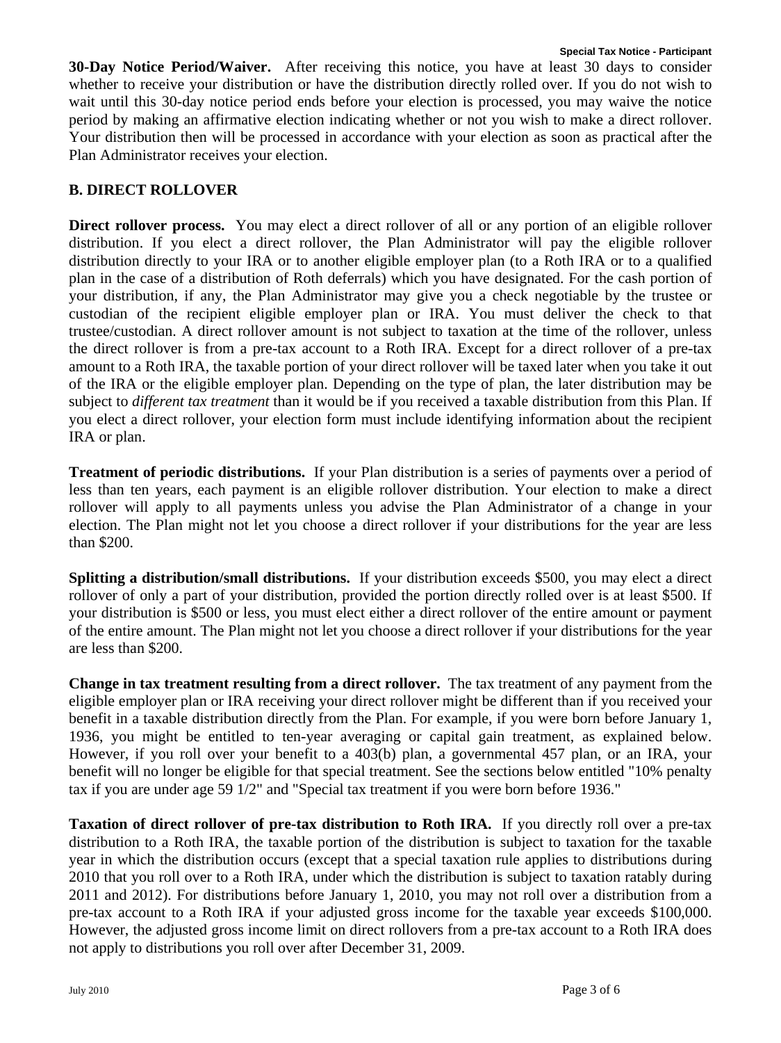**30-Day Notice Period/Waiver.** After receiving this notice, you have at least 30 days to consider whether to receive your distribution or have the distribution directly rolled over. If you do not wish to wait until this 30-day notice period ends before your election is processed, you may waive the notice period by making an affirmative election indicating whether or not you wish to make a direct rollover. Your distribution then will be processed in accordance with your election as soon as practical after the Plan Administrator receives your election.

## B. DIRECT ROLLOVER

**Direct rollover process.** You may elect a direct rollover of all or any portion of an eligible rollover distribution. If you elect a direct rollover, the Plan Administrator will pay the eligible rollover distribution directly to your IRA or to another eligible employer plan (to a Roth IRA or to a qualified plan in the case of a distribution of Roth deferrals) which you have designated. For the cash portion of your distribution, if any, the Plan Administrator may give you a check negotiable by the trustee or custodian of the recipient eligible employer plan or IRA. You must deliver the check to that trustee/custodian. A direct rollover amount is not subject to taxation at the time of the rollover, unless the direct rollover is from a pre-tax account to a Roth IRA. Except for a direct rollover of a pre-tax amount to a Roth IRA, the taxable portion of your direct rollover will be taxed later when you take it out of the IRA or the eligible employer plan. Depending on the type of plan, the later distribution may be subject to *different tax treatment* than it would be if you received a taxable distribution from this Plan. If you elect a direct rollover, your election form must include identifying information about the recipient IRA or plan.

**Treatment of periodic distributions.** If your Plan distribution is a series of payments over a period of less than ten years, each payment is an eligible rollover distribution. Your election to make a direct rollover will apply to all payments unless you advise the Plan Administrator of a change in your election. The Plan might not let you choose a direct rollover if your distributions for the year are less than $200.

**Splitting a distribution/small distributions.** If your distribution exceeds $500, you may elect a direct rollover of only a part of your distribution, provided the portion directly rolled over is at least $500. If your distribution is $500 or less, you must elect either a direct rollover of the entire amount or payment of the entire amount. The Plan might not let you choose a direct rollover if your distributions for the year are less than $200.

**Change in tax treatment resulting from a direct rollover.** The tax treatment of any payment from the eligible employer plan or IRA receiving your direct rollover might be different than if you received your benefit in a taxable distribution directly from the Plan. For example, if you were born before January 1, 1936, you might be entitled to ten-year averaging or capital gain treatment, as explained below. However, if you roll over your benefit to a 403(b) plan, a governmental 457 plan, or an IRA, your benefit will no longer be eligible for that special treatment. See the sections below entitled "10% penalty tax if you are under age 59 1/2" and "Special tax treatment if you were born before 1936."

**Taxation of direct rollover of pre-tax distribution to Roth IRA.** If you directly roll over a pre-tax distribution to a Roth IRA, the taxable portion of the distribution is subject to taxation for the taxable year in which the distribution occurs (except that a special taxation rule applies to distributions during 2010 that you roll over to a Roth IRA, under which the distribution is subject to taxation ratably during 2011 and 2012). For distributions before January 1, 2010, you may not roll over a distribution from a pre-tax account to a Roth IRA if your adjusted gross income for the taxable year exceeds $100,000. However, the adjusted gross income limit on direct rollovers from a pre-tax account to a Roth IRA does not apply to distributions you roll over after December 31, 2009.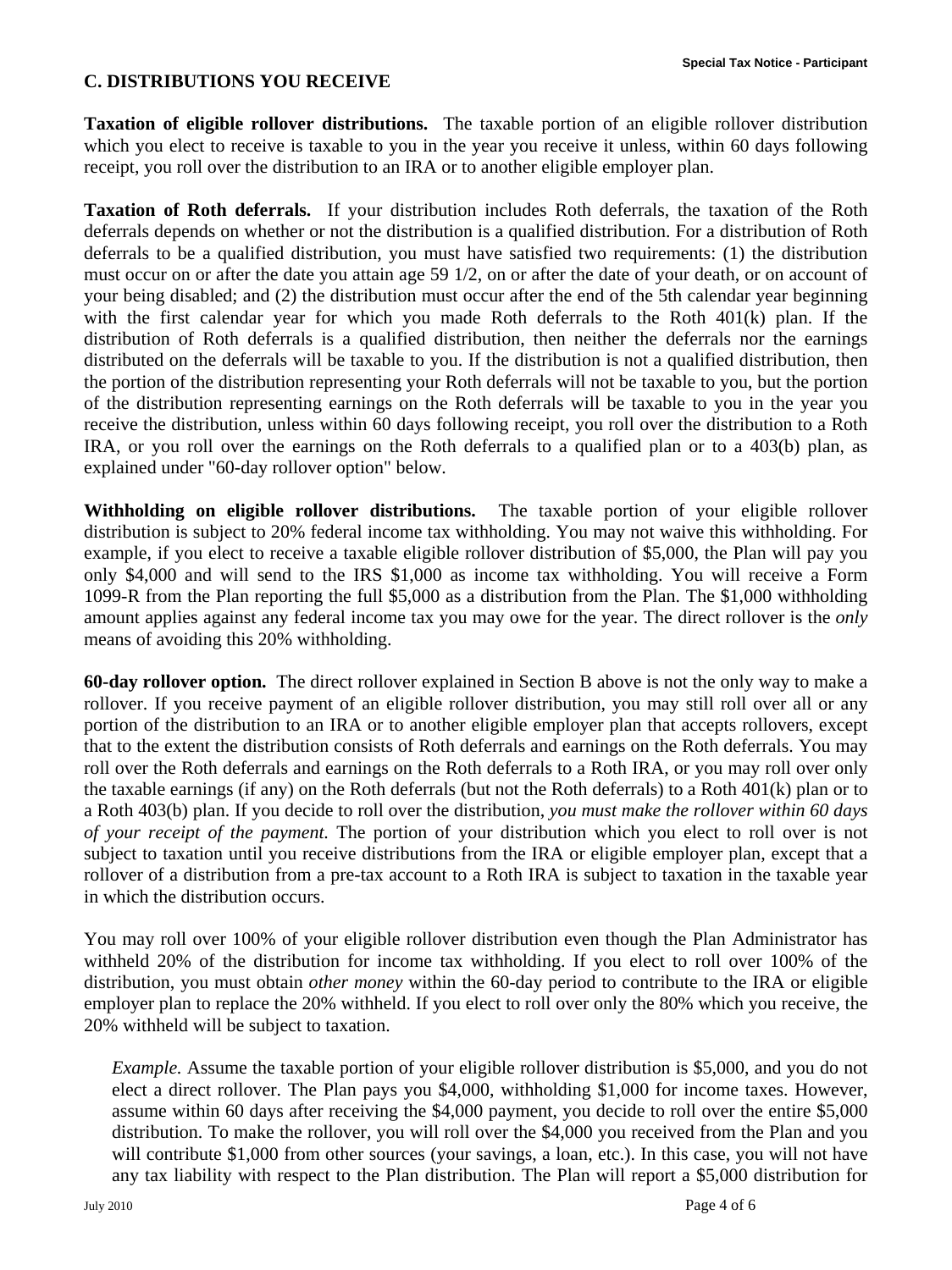## C. DISTRIBUTIONS YOU RECEIVE

**Taxation of eligible rollover distributions.** The taxable portion of an eligible rollover distribution which you elect to receive is taxable to you in the year you receive it unless, within 60 days following receipt, you roll over the distribution to an IRA or to another eligible employer plan.

**Taxation of Roth deferrals.** If your distribution includes Roth deferrals, the taxation of the Roth deferrals depends on whether or not the distribution is a qualified distribution. For a distribution of Roth deferrals to be a qualified distribution, you must have satisfied two requirements: (1) the distribution must occur on or after the date you attain age 59 1/2, on or after the date of your death, or on account of your being disabled; and (2) the distribution must occur after the end of the 5th calendar year beginning with the first calendar year for which you made Roth deferrals to the Roth 401(k) plan. If the distribution of Roth deferrals is a qualified distribution, then neither the deferrals nor the earnings distributed on the deferrals will be taxable to you. If the distribution is not a qualified distribution, then the portion of the distribution representing your Roth deferrals will not be taxable to you, but the portion of the distribution representing earnings on the Roth deferrals will be taxable to you in the year you receive the distribution, unless within 60 days following receipt, you roll over the distribution to a Roth IRA, or you roll over the earnings on the Roth deferrals to a qualified plan or to a 403(b) plan, as explained under "60-day rollover option" below.

**Withholding on eligible rollover distributions.** The taxable portion of your eligible rollover distribution is subject to 20% federal income tax withholding. You may not waive this withholding. For example, if you elect to receive a taxable eligible rollover distribution of $5,000, the Plan will pay you only $4,000 and will send to the IRS $1,000 as income tax withholding. You will receive a Form 1099-R from the Plan reporting the full $5,000 as a distribution from the Plan. The $1,000 withholding amount applies against any federal income tax you may owe for the year. The direct rollover is the *only* means of avoiding this 20% withholding.

**60-day rollover option.** The direct rollover explained in Section B above is not the only way to make a rollover. If you receive payment of an eligible rollover distribution, you may still roll over all or any portion of the distribution to an IRA or to another eligible employer plan that accepts rollovers, except that to the extent the distribution consists of Roth deferrals and earnings on the Roth deferrals. You may roll over the Roth deferrals and earnings on the Roth deferrals to a Roth IRA, or you may roll over only the taxable earnings (if any) on the Roth deferrals (but not the Roth deferrals) to a Roth 401(k) plan or to a Roth 403(b) plan. If you decide to roll over the distribution, *you must make the rollover within 60 days of your receipt of the payment.* The portion of your distribution which you elect to roll over is not subject to taxation until you receive distributions from the IRA or eligible employer plan, except that a rollover of a distribution from a pre-tax account to a Roth IRA is subject to taxation in the taxable year in which the distribution occurs.

You may roll over 100% of your eligible rollover distribution even though the Plan Administrator has withheld 20% of the distribution for income tax withholding. If you elect to roll over 100% of the distribution, you must obtain *other money* within the 60-day period to contribute to the IRA or eligible employer plan to replace the 20% withheld. If you elect to roll over only the 80% which you receive, the 20% withheld will be subject to taxation.

> *Example.* Assume the taxable portion of your eligible rollover distribution is $5,000, and you do not elect a direct rollover. The Plan pays you $4,000, withholding $1,000 for income taxes. However, assume within 60 days after receiving the $4,000 payment, you decide to roll over the entire $5,000 distribution. To make the rollover, you will roll over the $4,000 you received from the Plan and you will contribute $1,000 from other sources (your savings, a loan, etc.). In this case, you will not have any tax liability with respect to the Plan distribution. The Plan will report a $5,000 distribution for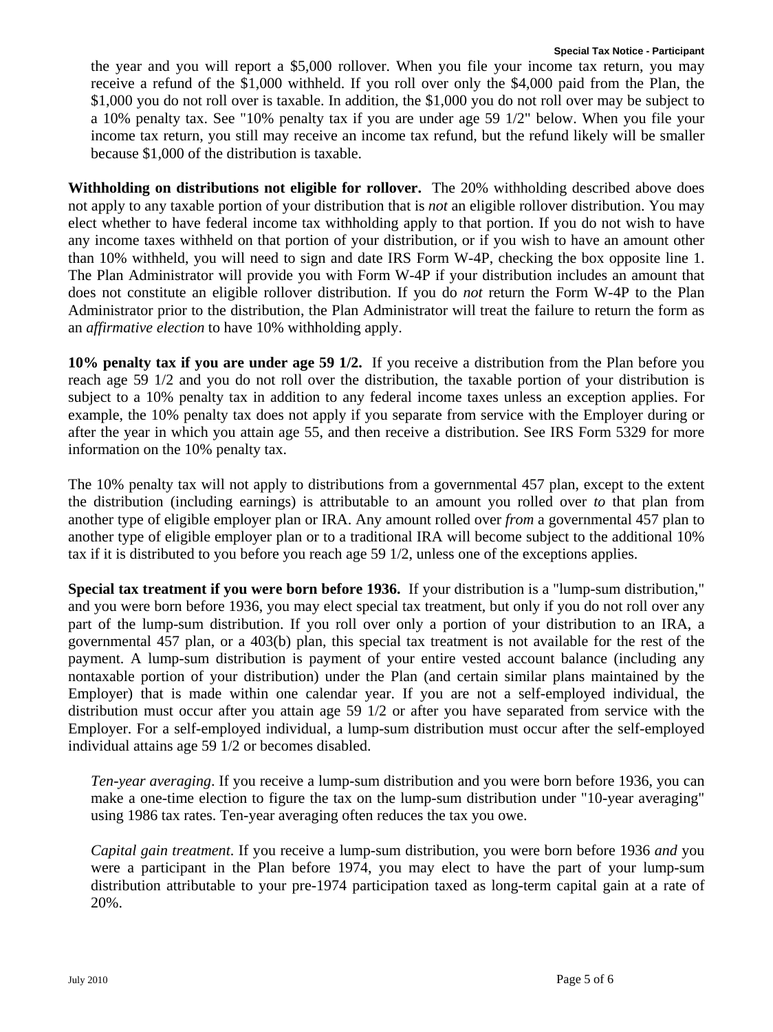the year and you will report a $5,000 rollover. When you file your income tax return, you may receive a refund of the $1,000 withheld. If you roll over only the $4,000 paid from the Plan, the $1,000 you do not roll over is taxable. In addition, the $1,000 you do not roll over may be subject to a 10% penalty tax. See "10% penalty tax if you are under age 59 1/2" below. When you file your income tax return, you still may receive an income tax refund, but the refund likely will be smaller because $1,000 of the distribution is taxable.

**Withholding on distributions not eligible for rollover.** The 20% withholding described above does not apply to any taxable portion of your distribution that is *not* an eligible rollover distribution. You may elect whether to have federal income tax withholding apply to that portion. If you do not wish to have any income taxes withheld on that portion of your distribution, or if you wish to have an amount other than 10% withheld, you will need to sign and date IRS Form W-4P, checking the box opposite line 1. The Plan Administrator will provide you with Form W-4P if your distribution includes an amount that does not constitute an eligible rollover distribution. If you do *not* return the Form W-4P to the Plan Administrator prior to the distribution, the Plan Administrator will treat the failure to return the form as an *affirmative election* to have 10% withholding apply.

**10% penalty tax if you are under age 59 1/2.** If you receive a distribution from the Plan before you reach age 59 1/2 and you do not roll over the distribution, the taxable portion of your distribution is subject to a 10% penalty tax in addition to any federal income taxes unless an exception applies. For example, the 10% penalty tax does not apply if you separate from service with the Employer during or after the year in which you attain age 55, and then receive a distribution. See IRS Form 5329 for more information on the 10% penalty tax.

The 10% penalty tax will not apply to distributions from a governmental 457 plan, except to the extent the distribution (including earnings) is attributable to an amount you rolled over *to* that plan from another type of eligible employer plan or IRA. Any amount rolled over *from* a governmental 457 plan to another type of eligible employer plan or to a traditional IRA will become subject to the additional 10% tax if it is distributed to you before you reach age 59 1/2, unless one of the exceptions applies.

**Special tax treatment if you were born before 1936.** If your distribution is a "lump-sum distribution," and you were born before 1936, you may elect special tax treatment, but only if you do not roll over any part of the lump-sum distribution. If you roll over only a portion of your distribution to an IRA, a governmental 457 plan, or a 403(b) plan, this special tax treatment is not available for the rest of the payment. A lump-sum distribution is payment of your entire vested account balance (including any nontaxable portion of your distribution) under the Plan (and certain similar plans maintained by the Employer) that is made within one calendar year. If you are not a self-employed individual, the distribution must occur after you attain age 59 1/2 or after you have separated from service with the Employer. For a self-employed individual, a lump-sum distribution must occur after the self-employed individual attains age 59 1/2 or becomes disabled.

*Ten-year averaging*. If you receive a lump-sum distribution and you were born before 1936, you can make a one-time election to figure the tax on the lump-sum distribution under "10-year averaging" using 1986 tax rates. Ten-year averaging often reduces the tax you owe.

*Capital gain treatment*. If you receive a lump-sum distribution, you were born before 1936 *and* you were a participant in the Plan before 1974, you may elect to have the part of your lump-sum distribution attributable to your pre-1974 participation taxed as long-term capital gain at a rate of 20%.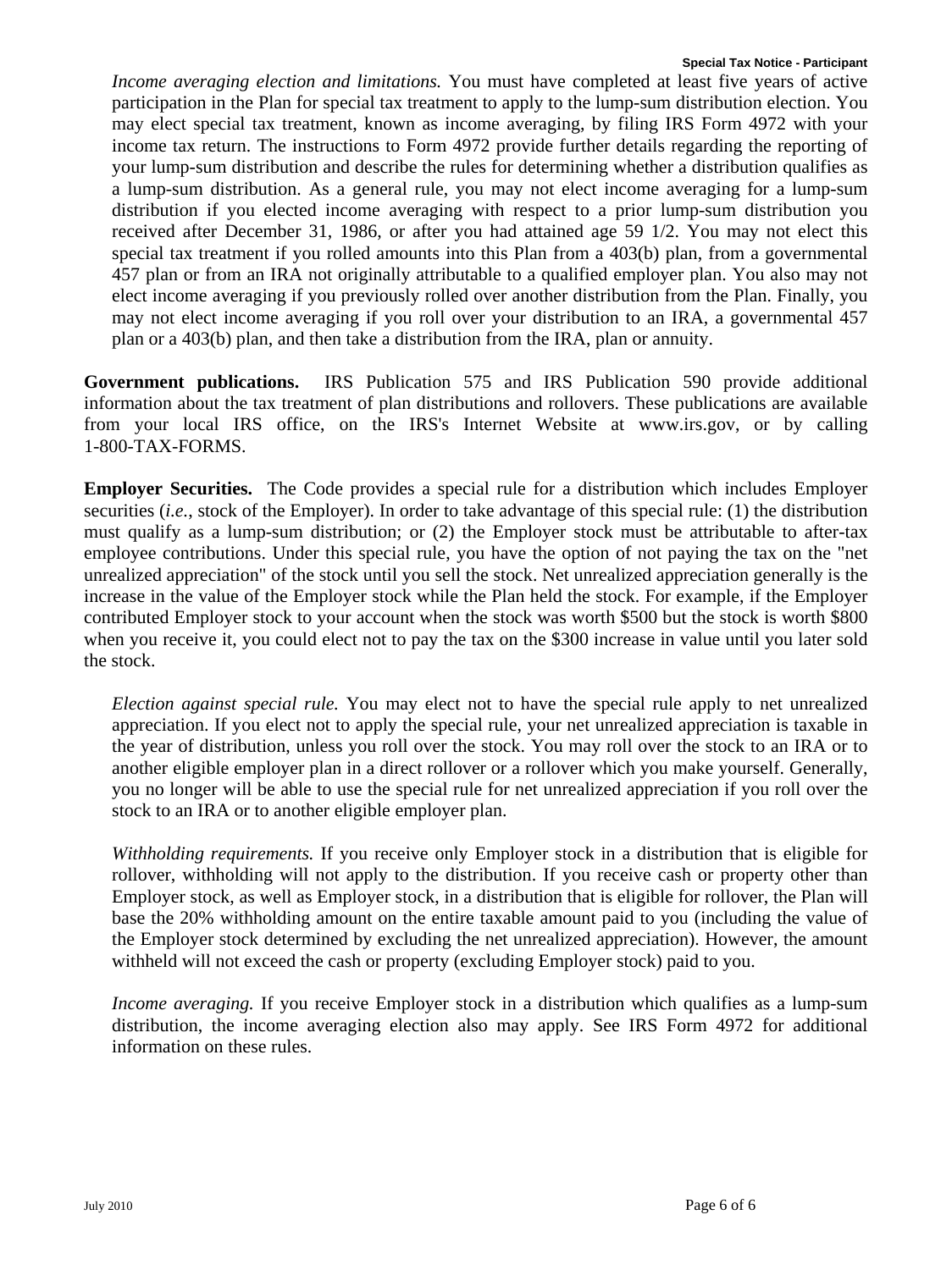*Income averaging election and limitations.* You must have completed at least five years of active participation in the Plan for special tax treatment to apply to the lump-sum distribution election. You may elect special tax treatment, known as income averaging, by filing IRS Form 4972 with your income tax return. The instructions to Form 4972 provide further details regarding the reporting of your lump-sum distribution and describe the rules for determining whether a distribution qualifies as a lump-sum distribution. As a general rule, you may not elect income averaging for a lump-sum distribution if you elected income averaging with respect to a prior lump-sum distribution you received after December 31, 1986, or after you had attained age 59 1/2. You may not elect this special tax treatment if you rolled amounts into this Plan from a 403(b) plan, from a governmental 457 plan or from an IRA not originally attributable to a qualified employer plan. You also may not elect income averaging if you previously rolled over another distribution from the Plan. Finally, you may not elect income averaging if you roll over your distribution to an IRA, a governmental 457 plan or a 403(b) plan, and then take a distribution from the IRA, plan or annuity.

**Government publications.** IRS Publication 575 and IRS Publication 590 provide additional information about the tax treatment of plan distributions and rollovers. These publications are available from your local IRS office, on the IRS's Internet Website at www.irs.gov, or by calling 1-800-TAX-FORMS.

**Employer Securities.** The Code provides a special rule for a distribution which includes Employer securities (*i.e.*, stock of the Employer). In order to take advantage of this special rule: (1) the distribution must qualify as a lump-sum distribution; or (2) the Employer stock must be attributable to after-tax employee contributions. Under this special rule, you have the option of not paying the tax on the "net unrealized appreciation" of the stock until you sell the stock. Net unrealized appreciation generally is the increase in the value of the Employer stock while the Plan held the stock. For example, if the Employer contributed Employer stock to your account when the stock was worth $500 but the stock is worth $800 when you receive it, you could elect not to pay the tax on the $300 increase in value until you later sold the stock.

*Election against special rule.* You may elect not to have the special rule apply to net unrealized appreciation. If you elect not to apply the special rule, your net unrealized appreciation is taxable in the year of distribution, unless you roll over the stock. You may roll over the stock to an IRA or to another eligible employer plan in a direct rollover or a rollover which you make yourself. Generally, you no longer will be able to use the special rule for net unrealized appreciation if you roll over the stock to an IRA or to another eligible employer plan.

*Withholding requirements.* If you receive only Employer stock in a distribution that is eligible for rollover, withholding will not apply to the distribution. If you receive cash or property other than Employer stock, as well as Employer stock, in a distribution that is eligible for rollover, the Plan will base the 20% withholding amount on the entire taxable amount paid to you (including the value of the Employer stock determined by excluding the net unrealized appreciation). However, the amount withheld will not exceed the cash or property (excluding Employer stock) paid to you.

*Income averaging.* If you receive Employer stock in a distribution which qualifies as a lump-sum distribution, the income averaging election also may apply. See IRS Form 4972 for additional information on these rules.